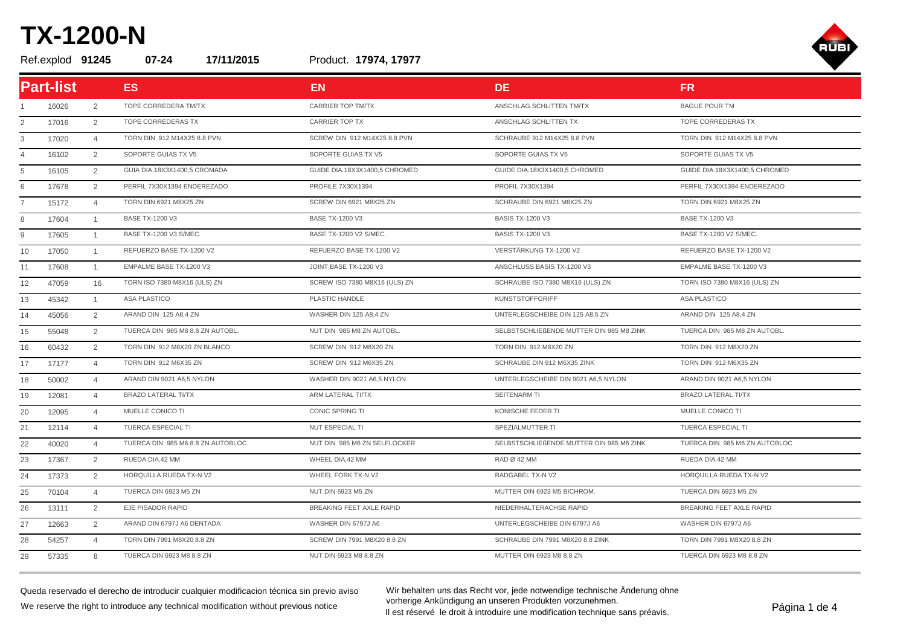# TX-1200-N

Ref.explod **91245** **07-24** **17/11/2015** Product. **17974, 17977**

| **Part-list** | | | **ES** | **EN** | **DE** | **FR** |
|---|---|---|---|---|---|---|
| 1 | 16026 | 2 | TOPE CORREDERA TM/TX | CARRIER TOP TM/TX | ANSCHLAG SCHLITTEN TM/TX | BAGUE POUR TM |
| 2 | 17016 | 2 | TOPE CORREDERAS TX | CARRIER TOP TX | ANSCHLAG SCHLITTEN TX | TOPE CORREDERAS TX |
| 3 | 17020 | 4 | TORN DIN 912 M14X25 8.8 PVN | SCREW DIN 912 M14X25 8.8 PVN | SCHRAUBE 912 M14X25 8.8 PVN | TORN DIN 912 M14X25 8.8 PVN |
| 4 | 16102 | 2 | SOPORTE GUIAS TX V5 | SOPORTE GUIAS TX V5 | SOPORTE GUIAS TX V5 | SOPORTE GUIAS TX V5 |
| 5 | 16105 | 2 | GUIA DIA.18X3X1400,5 CROMADA | GUIDE DIA.18X3X1400,5 CHROMED | GUIDE DIA.18X3X1400,5 CHROMED | GUIDE DIA.18X3X1400,5 CHROMED |
| 6 | 17678 | 2 | PERFIL 7X30X1394 ENDEREZADO | PROFILE 7X30X1394 | PROFIL 7X30X1394 | PERFIL 7X30X1394 ENDEREZADO |
| 7 | 15172 | 4 | TORN DIN 6921 M8X25 ZN | SCREW DIN 6921 M8X25 ZN | SCHRAUBE DIN 6921 M8X25 ZN | TORN DIN 6921 M8X25 ZN |
| 8 | 17604 | 1 | BASE TX-1200 V3 | BASE TX-1200 V3 | BASIS TX-1200 V3 | BASE TX-1200 V3 |
| 9 | 17605 | 1 | BASE TX-1200 V3 S/MEC. | BASE TX-1200 V2 S/MEC. | BASIS TX-1200 V3 | BASE TX-1200 V2 S/MEC. |
| 10 | 17050 | 1 | REFUERZO BASE TX-1200 V2 | REFUERZO BASE TX-1200 V2 | VERSTÄRKUNG TX-1200 V2 | REFUERZO BASE TX-1200 V2 |
| 11 | 17608 | 1 | EMPALME BASE TX-1200 V3 | JOINT BASE TX-1200 V3 | ANSCHLUSS BASIS TX-1200 V3 | EMPALME BASE TX-1200 V3 |
| 12 | 47059 | 16 | TORN ISO 7380 M8X16 (ULS) ZN | SCREW ISO 7380 M8X16 (ULS) ZN | SCHRAUBE ISO 7380 M8X16 (ULS) ZN | TORN ISO 7380 M8X16 (ULS) ZN |
| 13 | 45342 | 1 | ASA PLASTICO | PLASTIC HANDLE | KUNSTSTOFFGRIFF | ASA PLASTICO |
| 14 | 45056 | 2 | ARAND DIN 125 A8,4 ZN | WASHER DIN 125 A8,4 ZN | UNTERLEGSCHEIBE DIN 125 A8,5 ZN | ARAND DIN 125 A8,4 ZN |
| 15 | 55048 | 2 | TUERCA DIN 985 M8 8.8 ZN AUTOBL. | NUT DIN 985 M8 ZN AUTOBL. | SELBSTSCHLIEßENDE MUTTER DIN 985 M8 ZINK | TUERCA DIN 985 M8 ZN AUTOBL. |
| 16 | 60432 | 2 | TORN DIN 912 M8X20 ZN BLANCO | SCREW DIN 912 M8X20 ZN | TORN DIN 912 M8X20 ZN | TORN DIN 912 M8X20 ZN |
| 17 | 17177 | 4 | TORN DIN 912 M6X35 ZN | SCREW DIN 912 M6X35 ZN | SCHRAUBE DIN 912 M6X35 ZINK | TORN DIN 912 M6X35 ZN |
| 18 | 50002 | 4 | ARAND DIN 9021 A6,5 NYLON | WASHER DIN 9021 A6,5 NYLON | UNTERLEGSCHEIBE DIN 9021 A6,5 NYLON | ARAND DIN 9021 A6,5 NYLON |
| 19 | 12081 | 4 | BRAZO LATERAL TI/TX | ARM LATERAL TI/TX | SEITENARM TI | BRAZO LATERAL TI/TX |
| 20 | 12095 | 4 | MUELLE CONICO TI | CONIC SPRING TI | KONISCHE FEDER TI | MUELLE CONICO TI |
| 21 | 12114 | 4 | TUERCA ESPECIAL TI | NUT ESPECIAL TI | SPEZIALMUTTER TI | TUERCA ESPECIAL TI |
| 22 | 40020 | 4 | TUERCA DIN 985 M6 8.8 ZN AUTOBLOC | NUT DIN 985 M6 ZN SELFLOCKER | SELBSTSCHLIEßENDE MUTTER DIN 985 M6 ZINK | TUERCA DIN 985 M6 ZN AUTOBLOC |
| 23 | 17367 | 2 | RUEDA DIA.42 MM | WHEEL DIA.42 MM | RAD Ø 42 MM | RUEDA DIA.42 MM |
| 24 | 17373 | 2 | HORQUILLA RUEDA TX-N V2 | WHEEL FORK TX-N V2 | RADGABEL TX-N V2 | HORQUILLA RUEDA TX-N V2 |
| 25 | 70104 | 4 | TUERCA DIN 6923 M5 ZN | NUT DIN 6923 M5 ZN | MUTTER DIN 6923 M5 BICHROM. | TUERCA DIN 6923 M5 ZN |
| 26 | 13111 | 2 | EJE PISADOR RAPID | BREAKING FEET AXLE RAPID | NIEDERHALTERACHSE RAPID | BREAKING FEET AXLE RAPID |
| 27 | 12663 | 2 | ARAND DIN 6797J A6 DENTADA | WASHER DIN 6797J A6 | UNTERLEGSCHEIBE DIN 6797J A6 | WASHER DIN 6797J A6 |
| 28 | 54257 | 4 | TORN DIN 7991 M8X20 8.8 ZN | SCREW DIN 7991 M8X20 8.8 ZN | SCHRAUBE DIN 7991 M8X20 8,8 ZINK | TORN DIN 7991 M8X20 8.8 ZN |
| 29 | 57335 | 8 | TUERCA DIN 6923 M8 8.8 ZN | NUT DIN 6923 M8 8.8 ZN | MUTTER DIN 6923 M8 8.8 ZN | TUERCA DIN 6923 M8 8.8 ZN |

Queda reservado el derecho de introducir cualquier modificacion técnica sin previo aviso

We reserve the right to introduce any technical modification without previous notice

Wir behalten uns das Recht vor, jede notwendige technische Änderung ohne vorherige Ankündigung an unseren Produkten vorzunehmen.

Il est réservé le droit à introduire une modification technique sans préavis.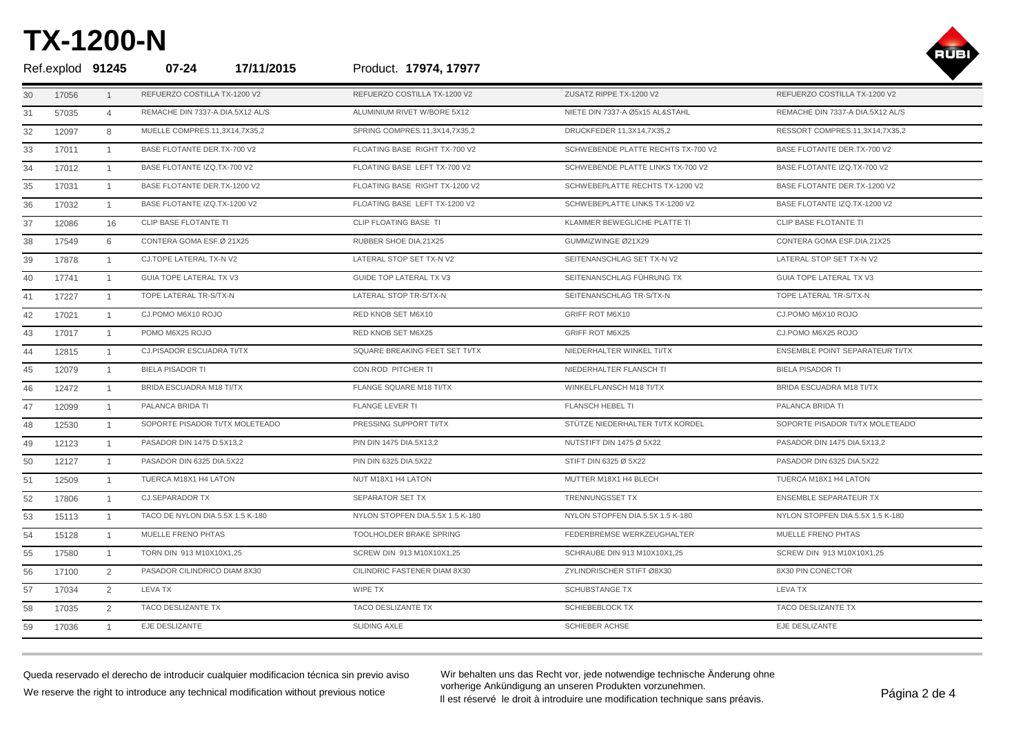# TX-1200-N

Ref.explod **91245** 07-24 **17/11/2015** Product. **17974, 17977**

| | | | | | | |
|---|---|---|---|---|---|---|
| 30 | 17056 | 1 | REFUERZO COSTILLA TX-1200 V2 | REFUERZO COSTILLA TX-1200 V2 | ZUSATZ RIPPE TX-1200 V2 | REFUERZO COSTILLA TX-1200 V2 |
| 31 | 57035 | 4 | REMACHE DIN 7337-A DIA.5X12 AL/S | ALUMINIUM RIVET W/BORE 5X12 | NIETE DIN 7337-A Ø5x15 AL&STAHL | REMACHE DIN 7337-A DIA.5X12 AL/S |
| 32 | 12097 | 8 | MUELLE COMPRES.11,3X14,7X35,2 | SPRING COMPRES.11,3X14,7X35,2 | DRUCKFEDER 11,3X14,7X35,2 | RESSORT COMPRES.11,3X14,7X35,2 |
| 33 | 17011 | 1 | BASE FLOTANTE DER.TX-700 V2 | FLOATING BASE RIGHT TX-700 V2 | SCHWEBENDE PLATTE RECHTS TX-700 V2 | BASE FLOTANTE DER.TX-700 V2 |
| 34 | 17012 | 1 | BASE FLOTANTE IZQ.TX-700 V2 | FLOATING BASE LEFT TX-700 V2 | SCHWEBENDE PLATTE LINKS TX-700 V2 | BASE FLOTANTE IZQ.TX-700 V2 |
| 35 | 17031 | 1 | BASE FLOTANTE DER.TX-1200 V2 | FLOATING BASE RIGHT TX-1200 V2 | SCHWEBEPLATTE RECHTS TX-1200 V2 | BASE FLOTANTE DER.TX-1200 V2 |
| 36 | 17032 | 1 | BASE FLOTANTE IZQ.TX-1200 V2 | FLOATING BASE LEFT TX-1200 V2 | SCHWEBEPLATTE LINKS TX-1200 V2 | BASE FLOTANTE IZQ.TX-1200 V2 |
| 37 | 12086 | 16 | CLIP BASE FLOTANTE TI | CLIP FLOATING BASE TI | KLAMMER BEWEGLICHE PLATTE TI | CLIP BASE FLOTANTE TI |
| 38 | 17549 | 6 | CONTERA GOMA ESF.Ø 21X25 | RUBBER SHOE DIA.21X25 | GUMMIZWINGE Ø21X29 | CONTERA GOMA ESF.DIA.21X25 |
| 39 | 17878 | 1 | CJ.TOPE LATERAL TX-N V2 | LATERAL STOP SET TX-N V2 | SEITENANSCHLAG SET TX-N V2 | LATERAL STOP SET TX-N V2 |
| 40 | 17741 | 1 | GUIA TOPE LATERAL TX V3 | GUIDE TOP LATERAL TX V3 | SEITENANSCHLAG FÜHRUNG TX | GUIA TOPE LATERAL TX V3 |
| 41 | 17227 | 1 | TOPE LATERAL TR-S/TX-N | LATERAL STOP TR-S/TX-N | SEITENANSCHLAG TR-S/TX-N | TOPE LATERAL TR-S/TX-N |
| 42 | 17021 | 1 | CJ.POMO M6X10 ROJO | RED KNOB SET M6X10 | GRIFF ROT M6X10 | CJ.POMO M6X10 ROJO |
| 43 | 17017 | 1 | POMO M6X25 ROJO | RED KNOB SET M6X25 | GRIFF ROT M6X25 | CJ.POMO M6X25 ROJO |
| 44 | 12815 | 1 | CJ.PISADOR ESCUADRA TI/TX | SQUARE BREAKING FEET SET TI/TX | NIEDERHALTER WINKEL TI/TX | ENSEMBLE POINT SEPARATEUR TI/TX |
| 45 | 12079 | 1 | BIELA PISADOR TI | CON.ROD PITCHER TI | NIEDERHALTER FLANSCH TI | BIELA PISADOR TI |
| 46 | 12472 | 1 | BRIDA ESCUADRA M18 TI/TX | FLANGE SQUARE M18 TI/TX | WINKELFLANSCH M18 TI/TX | BRIDA ESCUADRA M18 TI/TX |
| 47 | 12099 | 1 | PALANCA BRIDA TI | FLANGE LEVER TI | FLANSCH HEBEL TI | PALANCA BRIDA TI |
| 48 | 12530 | 1 | SOPORTE PISADOR TI/TX MOLETEADO | PRESSING SUPPORT TI/TX | STÜTZE NIEDERHALTER TI/TX KORDEL | SOPORTE PISADOR TI/TX MOLETEADO |
| 49 | 12123 | 1 | PASADOR DIN 1475 D.5X13,2 | PIN DIN 1475 DIA.5X13,2 | NUTSTIFT DIN 1475 Ø 5X22 | PASADOR DIN 1475 DIA.5X13,2 |
| 50 | 12127 | 1 | PASADOR DIN 6325 DIA.5X22 | PIN DIN 6325 DIA.5X22 | STIFT DIN 6325 Ø 5X22 | PASADOR DIN 6325 DIA.5X22 |
| 51 | 12509 | 1 | TUERCA M18X1 H4 LATON | NUT M18X1 H4 LATON | MUTTER M18X1 H4 BLECH | TUERCA M18X1 H4 LATON |
| 52 | 17806 | 1 | CJ.SEPARADOR TX | SEPARATOR SET TX | TRENNUNGSSET TX | ENSEMBLE SEPARATEUR TX |
| 53 | 15113 | 1 | TACO DE NYLON DIA.5.5X 1.5 K-180 | NYLON STOPFEN DIA.5.5X 1.5 K-180 | NYLON STOPFEN DIA.5.5X 1.5 K-180 | NYLON STOPFEN DIA.5.5X 1.5 K-180 |
| 54 | 15128 | 1 | MUELLE FRENO PHTAS | TOOLHOLDER BRAKE SPRING | FEDERBREMSE WERKZEUGHALTER | MUELLE FRENO PHTAS |
| 55 | 17580 | 1 | TORN DIN 913 M10X10X1,25 | SCREW DIN 913 M10X10X1,25 | SCHRAUBE DIN 913 M10X10X1,25 | SCREW DIN 913 M10X10X1,25 |
| 56 | 17100 | 2 | PASADOR CILINDRICO DIAM 8X30 | CILINDRIC FASTENER DIAM 8X30 | ZYLINDRISCHER STIFT Ø8X30 | 8X30 PIN CONECTOR |
| 57 | 17034 | 2 | LEVA TX | WIPE TX | SCHUBSTANGE TX | LEVA TX |
| 58 | 17035 | 2 | TACO DESLIZANTE TX | TACO DESLIZANTE TX | SCHIEBEBLOCK TX | TACO DESLIZANTE TX |
| 59 | 17036 | 1 | EJE DESLIZANTE | SLIDING AXLE | SCHIEBER ACHSE | EJE DESLIZANTE |

Queda reservado el derecho de introducir cualquier modificacion técnica sin previo aviso

We reserve the right to introduce any technical modification without previous notice

Wir behalten uns das Recht vor, jede notwendige technische Änderung ohne vorherige Ankündigung an unseren Produkten vorzunehmen.

Il est réservé le droit à introduire une modification technique sans préavis.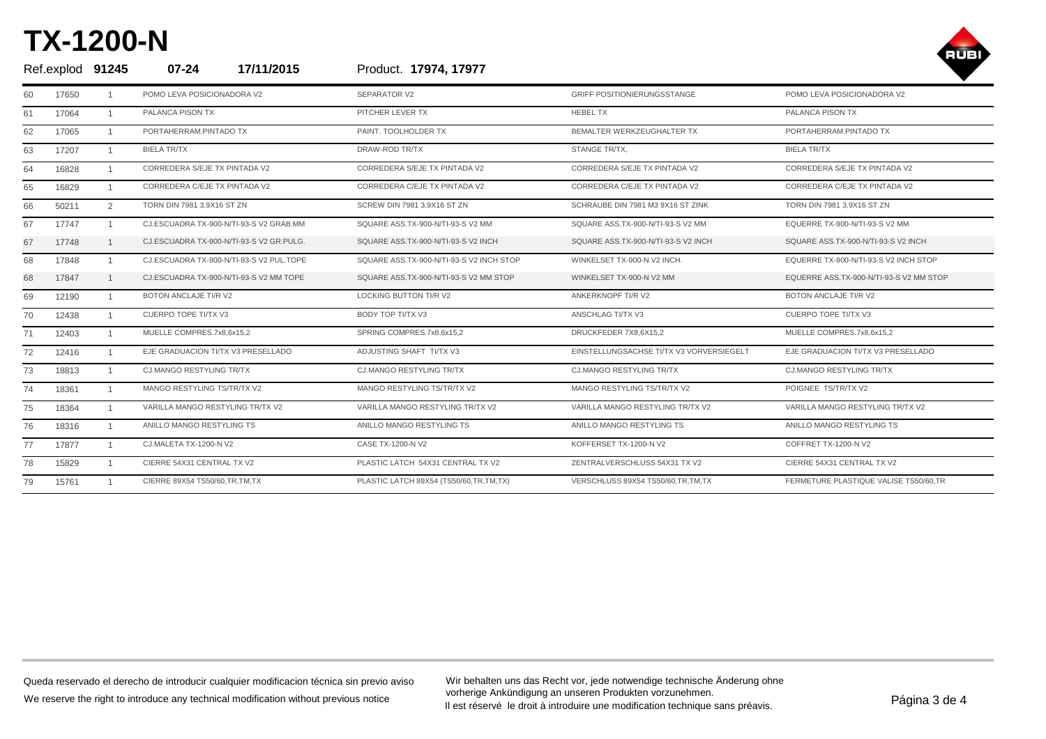# TX-1200-N

Ref.explod **91245** **07-24** **17/11/2015** Product. **17974, 17977**

| | | | | | | |
|---|---|---|---|---|---|---|
| 60 | 17650 | 1 | POMO LEVA POSICIONADORA V2 | SEPARATOR V2 | GRIFF POSITIONIERUNGSSTANGE | POMO LEVA POSICIONADORA V2 |
| 61 | 17064 | 1 | PALANCA PISON TX | PITCHER LEVER TX | HEBEL TX | PALANCA PISON TX |
| 62 | 17065 | 1 | PORTAHERRAM.PINTADO TX | PAINT. TOOLHOLDER TX | BEMALTER WERKZEUGHALTER TX | PORTAHERRAM.PINTADO TX |
| 63 | 17207 | 1 | BIELA TR/TX | DRAW-ROD TR/TX | STANGE TR/TX, | BIELA TR/TX |
| 64 | 16828 | 1 | CORREDERA S/EJE TX PINTADA V2 | CORREDERA S/EJE TX PINTADA V2 | CORREDERA S/EJE TX PINTADA V2 | CORREDERA S/EJE TX PINTADA V2 |
| 65 | 16829 | 1 | CORREDERA C/EJE TX PINTADA V2 | CORREDERA C/EJE TX PINTADA V2 | CORREDERA C/EJE TX PINTADA V2 | CORREDERA C/EJE TX PINTADA V2 |
| 66 | 50211 | 2 | TORN DIN 7981 3,9X16 ST ZN | SCREW DIN 7981 3,9X16 ST ZN | SCHRAUBE DIN 7981 M3 9X16 ST ZINK | TORN DIN 7981 3,9X16 ST ZN |
| 67 | 17747 | 1 | CJ.ESCUADRA TX-900-N/TI-93-S V2 GRAB.MM | SQUARE ASS.TX-900-N/TI-93-S V2 MM | SQUARE ASS.TX-900-N/TI-93-S V2 MM | EQUERRE TX-900-N/TI-93-S V2 MM |
| 67 | 17748 | 1 | CJ.ESCUADRA TX-900-N/TI-93-S V2 GR.PULG. | SQUARE ASS.TX-900-N/TI-93-S V2 INCH | SQUARE ASS.TX-900-N/TI-93-S V2 INCH | SQUARE ASS.TX-900-N/TI-93-S V2 INCH |
| 68 | 17848 | 1 | CJ.ESCUADRA TX-900-N/TI-93-S V2 PUL.TOPE | SQUARE ASS.TX-900-N/TI-93-S V2 INCH STOP | WINKELSET TX-900-N V2 INCH. | EQUERRE TX-900-N/TI-93-S V2 INCH STOP |
| 68 | 17847 | 1 | CJ.ESCUADRA TX-900-N/TI-93-S V2 MM TOPE | SQUARE ASS.TX-900-N/TI-93-S V2 MM STOP | WINKELSET TX-900-N V2 MM | EQUERRE ASS.TX-900-N/TI-93-S V2 MM STOP |
| 69 | 12190 | 1 | BOTON ANCLAJE TI/R V2 | LOCKING BUTTON TI/R V2 | ANKERKNOPF TI/R V2 | BOTON ANCLAJE TI/R V2 |
| 70 | 12438 | 1 | CUERPO TOPE TI/TX V3 | BODY TOP TI/TX V3 | ANSCHLAG TI/TX V3 | CUERPO TOPE TI/TX V3 |
| 71 | 12403 | 1 | MUELLE COMPRES.7x8,6x15,2 | SPRING COMPRES.7x8,6x15,2 | DRUCKFEDER 7X8,6X15,2 | MUELLE COMPRES.7x8,6x15,2 |
| 72 | 12416 | 1 | EJE GRADUACION TI/TX V3 PRESELLADO | ADJUSTING SHAFT TI/TX V3 | EINSTELLUNGSACHSE TI/TX V3 VORVERSIEGELT | EJE GRADUACION TI/TX V3 PRESELLADO |
| 73 | 18813 | 1 | CJ.MANGO RESTYLING TR/TX | CJ.MANGO RESTYLING TR/TX | CJ.MANGO RESTYLING TR/TX | CJ.MANGO RESTYLING TR/TX |
| 74 | 18361 | 1 | MANGO RESTYLING TS/TR/TX V2 | MANGO RESTYLING TS/TR/TX V2 | MANGO RESTYLING TS/TR/TX V2 | POIGNEE TS/TR/TX V2 |
| 75 | 18364 | 1 | VARILLA MANGO RESTYLING TR/TX V2 | VARILLA MANGO RESTYLING TR/TX V2 | VARILLA MANGO RESTYLING TR/TX V2 | VARILLA MANGO RESTYLING TR/TX V2 |
| 76 | 18316 | 1 | ANILLO MANGO RESTYLING TS | ANILLO MANGO RESTYLING TS | ANILLO MANGO RESTYLING TS | ANILLO MANGO RESTYLING TS |
| 77 | 17877 | 1 | CJ.MALETA TX-1200-N V2 | CASE TX-1200-N V2 | KOFFERSET TX-1200-N V2 | COFFRET TX-1200-N V2 |
| 78 | 15829 | 1 | CIERRE 54X31 CENTRAL TX V2 | PLASTIC LATCH 54X31 CENTRAL TX V2 | ZENTRALVERSCHLUSS 54X31 TX V2 | CIERRE 54X31 CENTRAL TX V2 |
| 79 | 15761 | 1 | CIERRE 89X54 TS50/60,TR,TM,TX | PLASTIC LATCH 89X54 (TS50/60,TR,TM,TX) | VERSCHLUSS 89X54 TS50/60,TR,TM,TX | FERMETURE PLASTIQUE VALISE TS50/60,TR |

Queda reservado el derecho de introducir cualquier modificacion técnica sin previo aviso

We reserve the right to introduce any technical modification without previous notice

Wir behalten uns das Recht vor, jede notwendige technische Änderung ohne vorherige Ankündigung an unseren Produkten vorzunehmen.

Il est réservé le droit à introduire une modification technique sans préavis.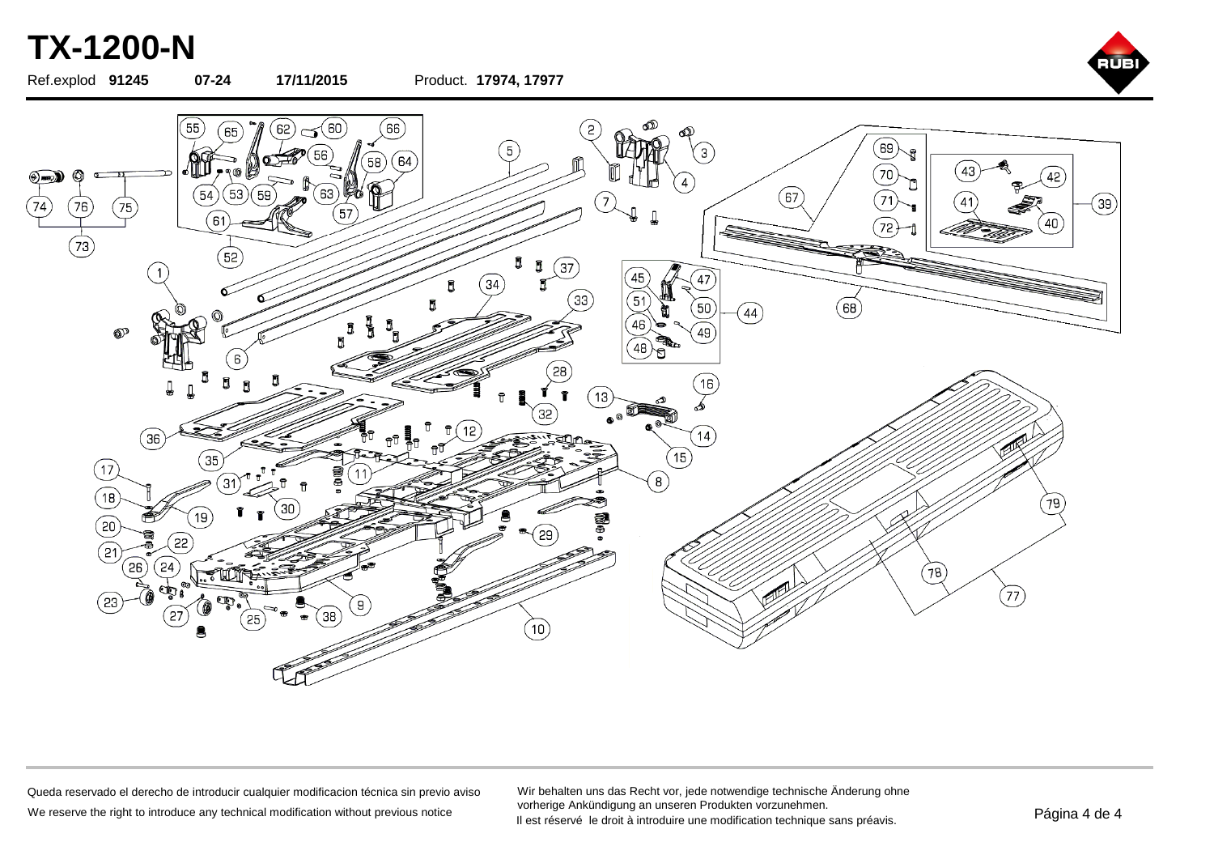# TX-1200-N

Ref.explod **91245** **07-24** **17/11/2015** Product. **17974, 17977**

Queda reservado el derecho de introducir cualquier modificacion técnica sin previo aviso

We reserve the right to introduce any technical modification without previous notice

Wir behalten uns das Recht vor, jede notwendige technische Änderung ohne vorherige Ankündigung an unseren Produkten vorzunehmen.

Il est réservé le droit à introduire une modification technique sans préavis.